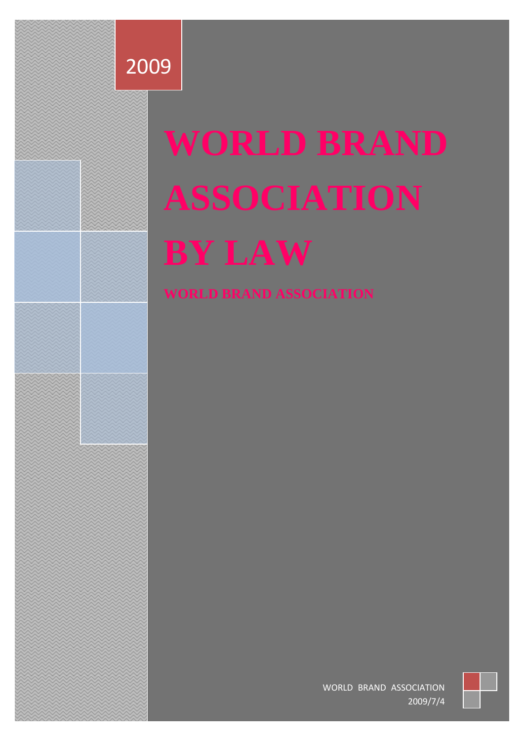2009

# WORLD BRAND ASSOCIATION BY LAW

**WORLD BRAND ASSOCIATION**

WORLD BRAND ASSOCIATION

2009/7/4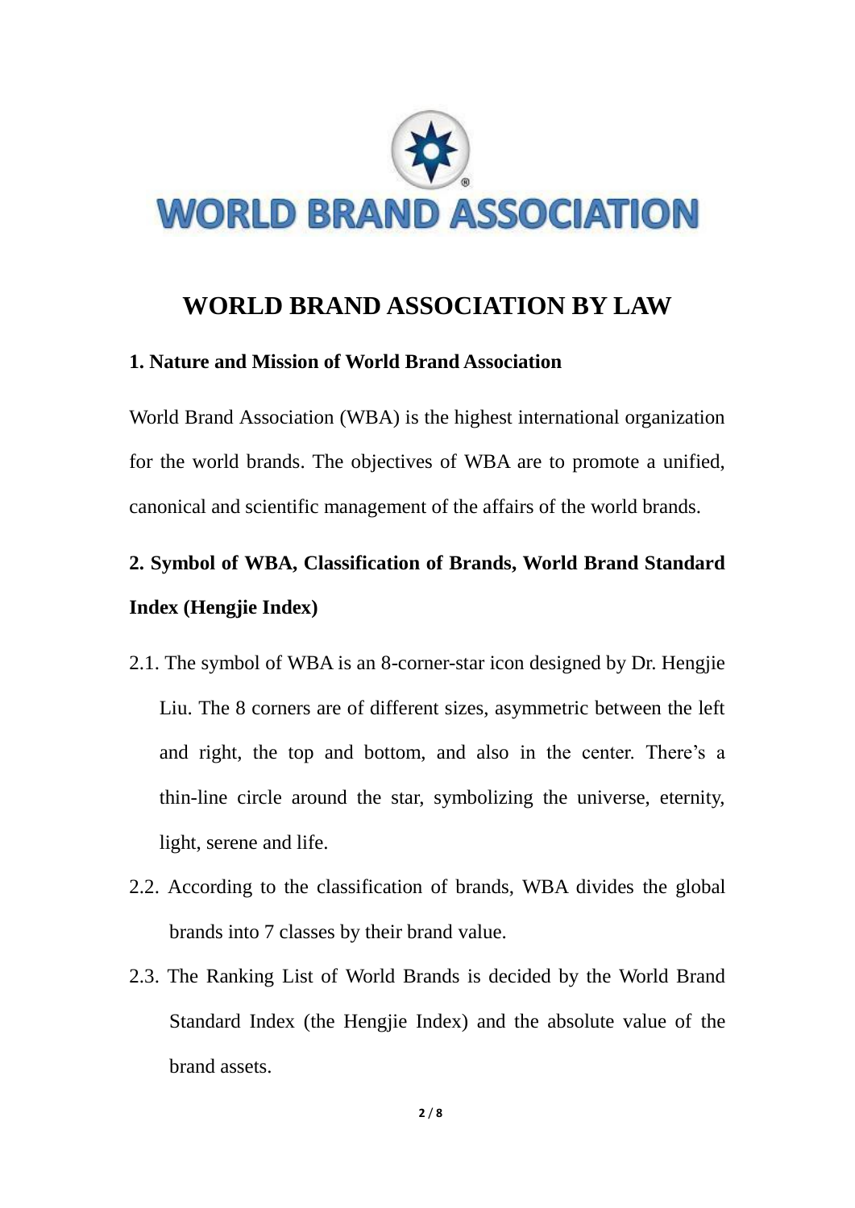# WORLD BRAND ASSOCIATION BY LAW

## 1. Nature and Mission of World Brand Association

World Brand Association (WBA) is the highest international organization for the world brands. The objectives of WBA are to promote a unified, canonical and scientific management of the affairs of the world brands.

## 2. Symbol of WBA, Classification of Brands, World Brand Standard Index (Hengjie Index)

2.1. The symbol of WBA is an 8-corner-star icon designed by Dr. Hengjie Liu. The 8 corners are of different sizes, asymmetric between the left and right, the top and bottom, and also in the center. There's a thin-line circle around the star, symbolizing the universe, eternity, light, serene and life.

2.2. According to the classification of brands, WBA divides the global brands into 7 classes by their brand value.

2.3. The Ranking List of World Brands is decided by the World Brand Standard Index (the Hengjie Index) and the absolute value of the brand assets.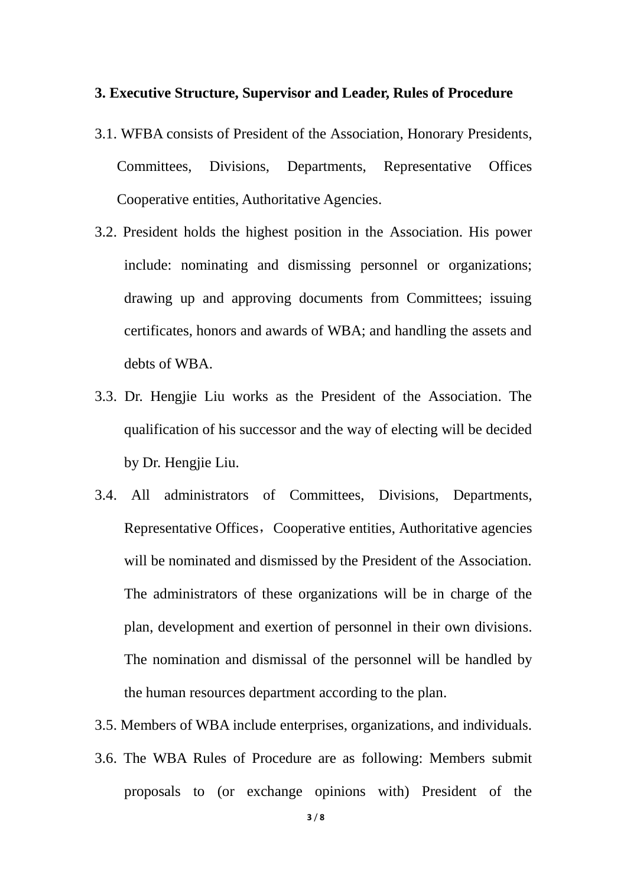**3. Executive Structure, Supervisor and Leader, Rules of Procedure**

3.1. WFBA consists of President of the Association, Honorary Presidents, Committees, Divisions, Departments, Representative Offices Cooperative entities, Authoritative Agencies.

3.2. President holds the highest position in the Association. His power include: nominating and dismissing personnel or organizations; drawing up and approving documents from Committees; issuing certificates, honors and awards of WBA; and handling the assets and debts of WBA.

3.3. Dr. Hengjie Liu works as the President of the Association. The qualification of his successor and the way of electing will be decided by Dr. Hengjie Liu.

3.4. All administrators of Committees, Divisions, Departments, Representative Offices，Cooperative entities, Authoritative agencies will be nominated and dismissed by the President of the Association. The administrators of these organizations will be in charge of the plan, development and exertion of personnel in their own divisions. The nomination and dismissal of the personnel will be handled by the human resources department according to the plan.

3.5. Members of WBA include enterprises, organizations, and individuals.

3.6. The WBA Rules of Procedure are as following: Members submit proposals to (or exchange opinions with) President of the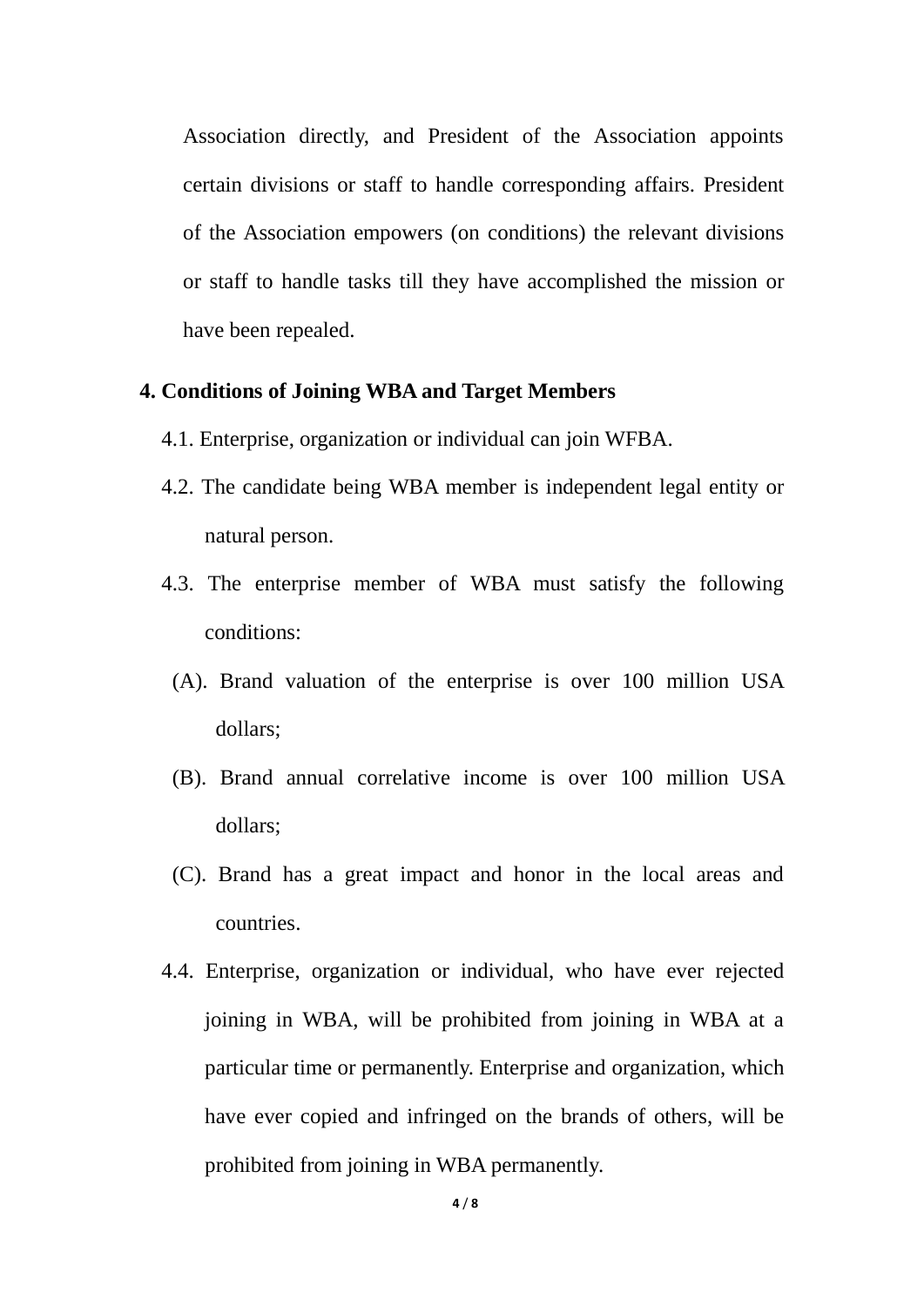Association directly, and President of the Association appoints certain divisions or staff to handle corresponding affairs. President of the Association empowers (on conditions) the relevant divisions or staff to handle tasks till they have accomplished the mission or have been repealed.

## 4. Conditions of Joining WBA and Target Members

4.1. Enterprise, organization or individual can join WFBA.

4.2. The candidate being WBA member is independent legal entity or natural person.

4.3. The enterprise member of WBA must satisfy the following conditions:

(A). Brand valuation of the enterprise is over 100 million USA dollars;

(B). Brand annual correlative income is over 100 million USA dollars;

(C). Brand has a great impact and honor in the local areas and countries.

4.4. Enterprise, organization or individual, who have ever rejected joining in WBA, will be prohibited from joining in WBA at a particular time or permanently. Enterprise and organization, which have ever copied and infringed on the brands of others, will be prohibited from joining in WBA permanently.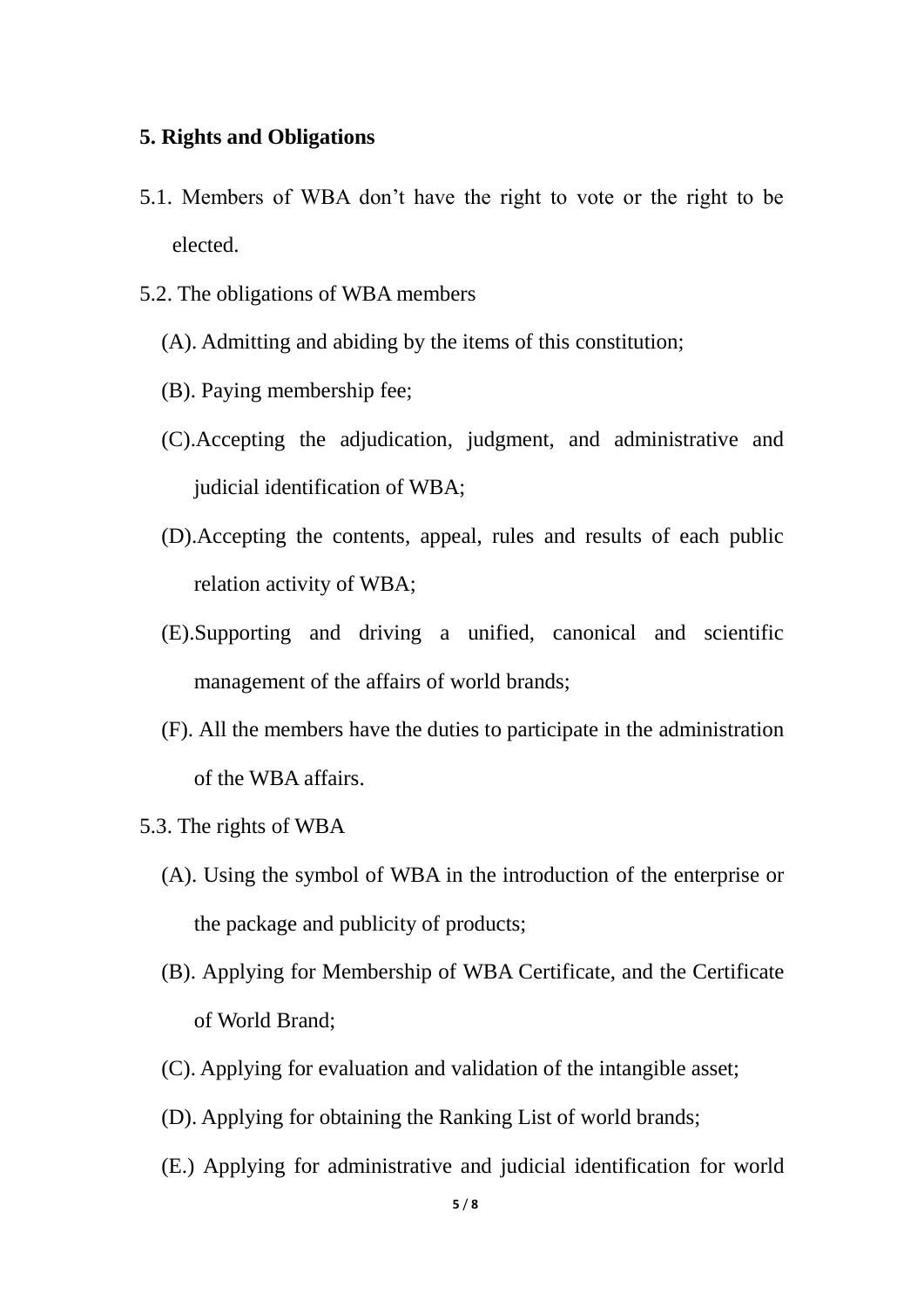## 5. Rights and Obligations

5.1. Members of WBA don't have the right to vote or the right to be elected.

5.2. The obligations of WBA members

(A). Admitting and abiding by the items of this constitution;

(B). Paying membership fee;

(C).Accepting the adjudication, judgment, and administrative and judicial identification of WBA;

(D).Accepting the contents, appeal, rules and results of each public relation activity of WBA;

(E).Supporting and driving a unified, canonical and scientific management of the affairs of world brands;

(F). All the members have the duties to participate in the administration of the WBA affairs.

5.3. The rights of WBA

(A). Using the symbol of WBA in the introduction of the enterprise or the package and publicity of products;

(B). Applying for Membership of WBA Certificate, and the Certificate of World Brand;

(C). Applying for evaluation and validation of the intangible asset;

(D). Applying for obtaining the Ranking List of world brands;

(E.) Applying for administrative and judicial identification for world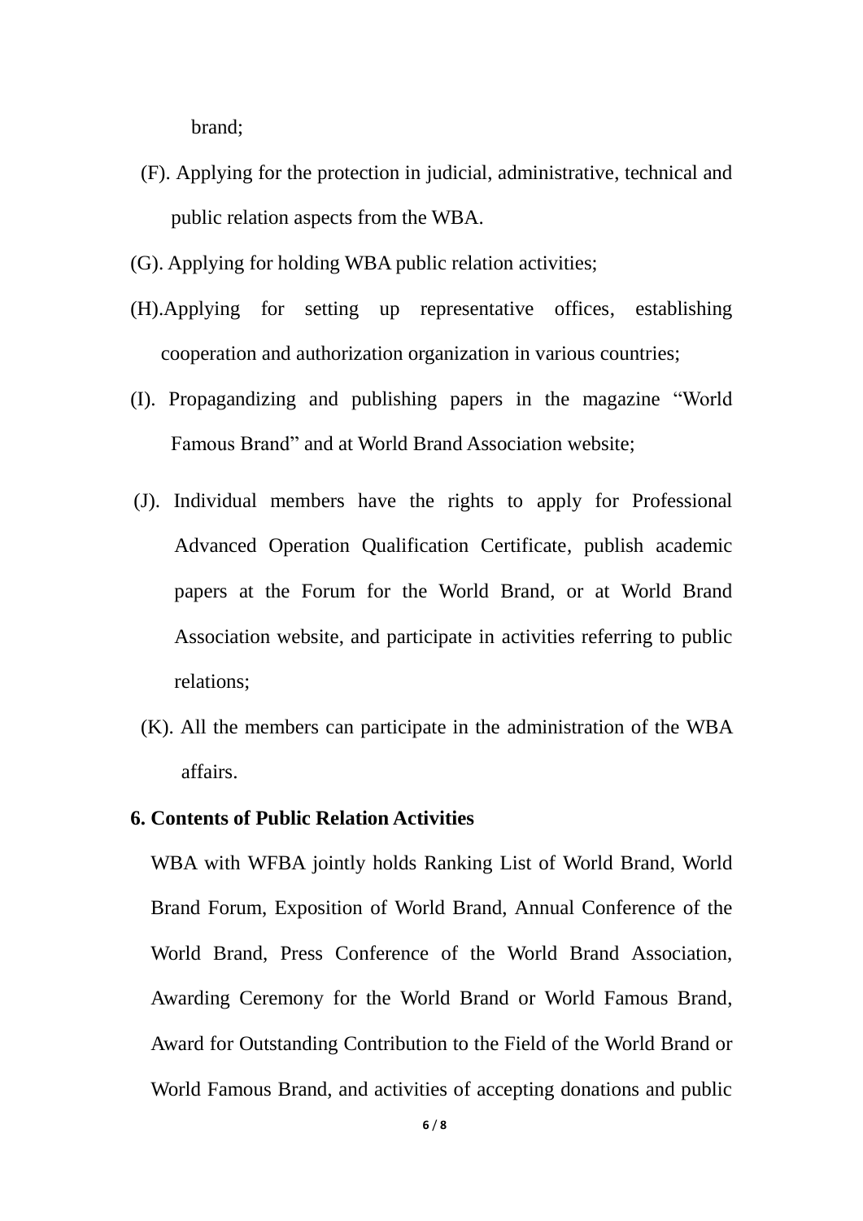brand;

(F). Applying for the protection in judicial, administrative, technical and public relation aspects from the WBA.

(G). Applying for holding WBA public relation activities;

(H).Applying for setting up representative offices, establishing cooperation and authorization organization in various countries;

(I). Propagandizing and publishing papers in the magazine "World Famous Brand" and at World Brand Association website;

(J). Individual members have the rights to apply for Professional Advanced Operation Qualification Certificate, publish academic papers at the Forum for the World Brand, or at World Brand Association website, and participate in activities referring to public relations;

(K). All the members can participate in the administration of the WBA affairs.

**6. Contents of Public Relation Activities**

WBA with WFBA jointly holds Ranking List of World Brand, World Brand Forum, Exposition of World Brand, Annual Conference of the World Brand, Press Conference of the World Brand Association, Awarding Ceremony for the World Brand or World Famous Brand, Award for Outstanding Contribution to the Field of the World Brand or World Famous Brand, and activities of accepting donations and public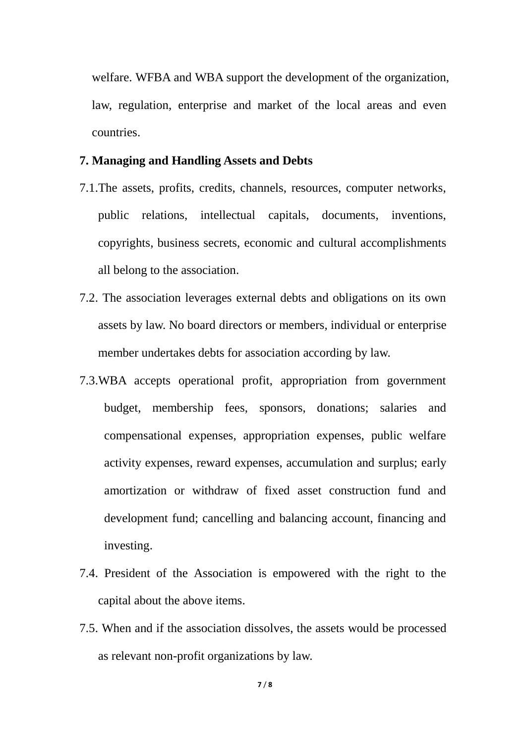welfare. WFBA and WBA support the development of the organization, law, regulation, enterprise and market of the local areas and even countries.

**7. Managing and Handling Assets and Debts**

7.1.The assets, profits, credits, channels, resources, computer networks, public relations, intellectual capitals, documents, inventions, copyrights, business secrets, economic and cultural accomplishments all belong to the association.

7.2. The association leverages external debts and obligations on its own assets by law. No board directors or members, individual or enterprise member undertakes debts for association according by law.

7.3.WBA accepts operational profit, appropriation from government budget, membership fees, sponsors, donations; salaries and compensational expenses, appropriation expenses, public welfare activity expenses, reward expenses, accumulation and surplus; early amortization or withdraw of fixed asset construction fund and development fund; cancelling and balancing account, financing and investing.

7.4. President of the Association is empowered with the right to the capital about the above items.

7.5. When and if the association dissolves, the assets would be processed as relevant non-profit organizations by law.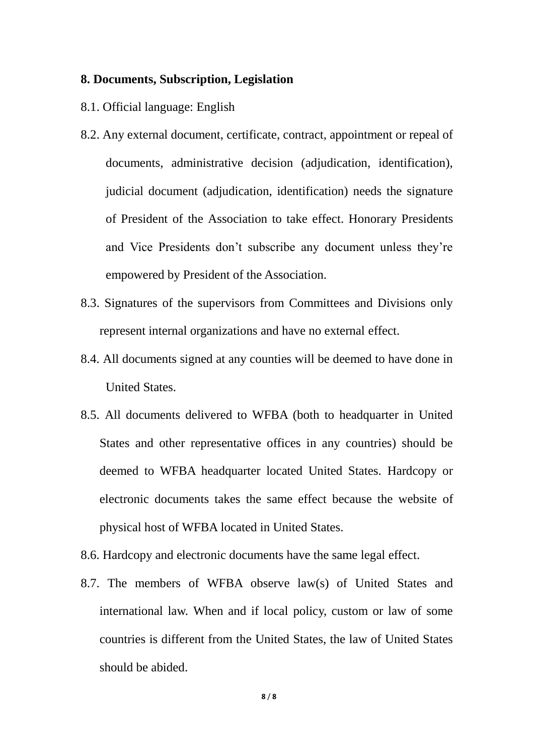**8. Documents, Subscription, Legislation**

8.1. Official language: English

8.2. Any external document, certificate, contract, appointment or repeal of documents, administrative decision (adjudication, identification), judicial document (adjudication, identification) needs the signature of President of the Association to take effect. Honorary Presidents and Vice Presidents don't subscribe any document unless they're empowered by President of the Association.

8.3. Signatures of the supervisors from Committees and Divisions only represent internal organizations and have no external effect.

8.4. All documents signed at any counties will be deemed to have done in United States.

8.5. All documents delivered to WFBA (both to headquarter in United States and other representative offices in any countries) should be deemed to WFBA headquarter located United States. Hardcopy or electronic documents takes the same effect because the website of physical host of WFBA located in United States.

8.6. Hardcopy and electronic documents have the same legal effect.

8.7. The members of WFBA observe law(s) of United States and international law. When and if local policy, custom or law of some countries is different from the United States, the law of United States should be abided.